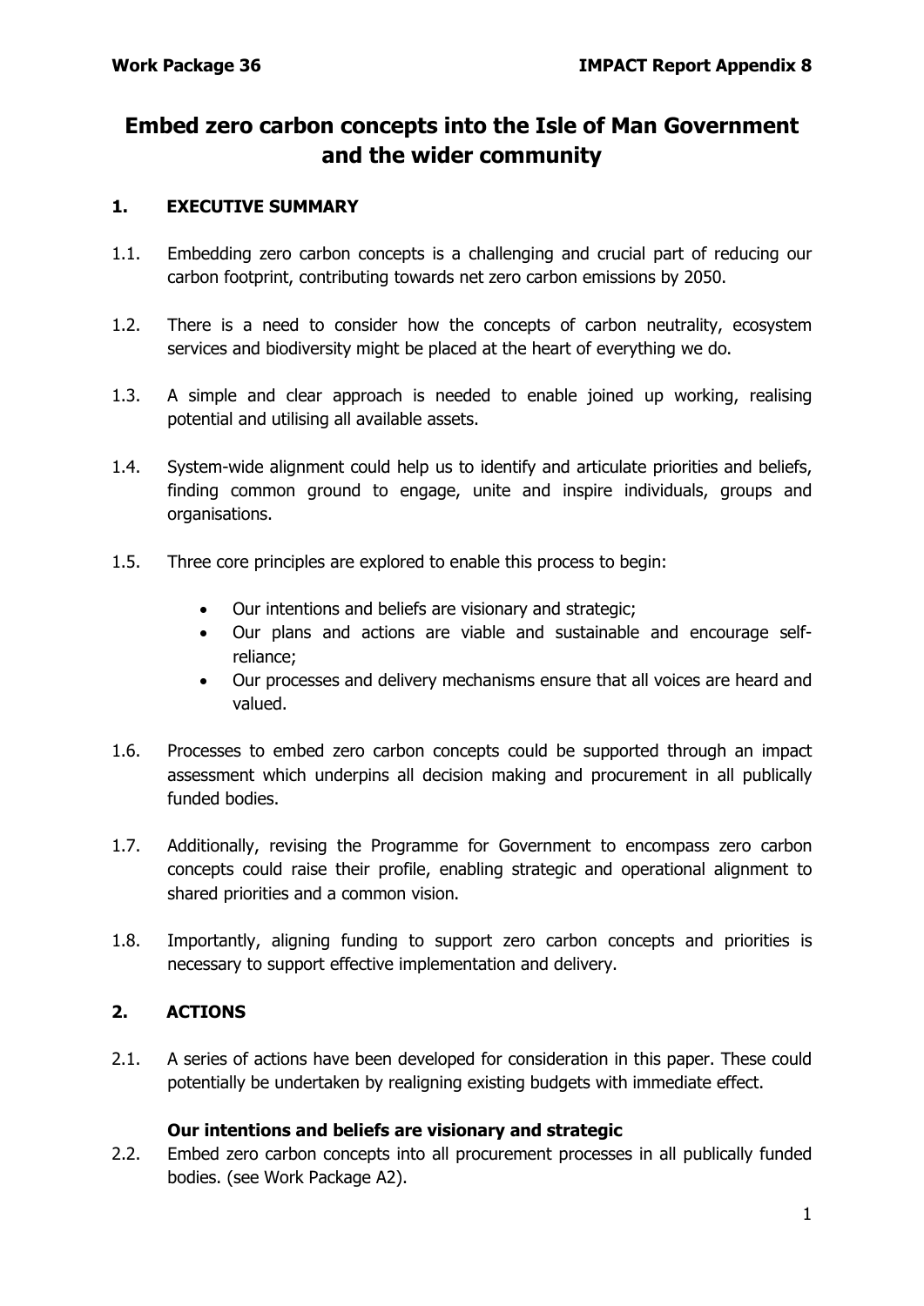# Embed zero carbon concepts into the Isle of Man Government and the wider community

## 1. EXECUTIVE SUMMARY

1.1. Embedding zero carbon concepts is a challenging and crucial part of reducing our carbon footprint, contributing towards net zero carbon emissions by 2050.

1.2. There is a need to consider how the concepts of carbon neutrality, ecosystem services and biodiversity might be placed at the heart of everything we do.

1.3. A simple and clear approach is needed to enable joined up working, realising potential and utilising all available assets.

1.4. System-wide alignment could help us to identify and articulate priorities and beliefs, finding common ground to engage, unite and inspire individuals, groups and organisations.

1.5. Three core principles are explored to enable this process to begin:

- Our intentions and beliefs are visionary and strategic;
- Our plans and actions are viable and sustainable and encourage self-reliance;
- Our processes and delivery mechanisms ensure that all voices are heard and valued.

1.6. Processes to embed zero carbon concepts could be supported through an impact assessment which underpins all decision making and procurement in all publically funded bodies.

1.7. Additionally, revising the Programme for Government to encompass zero carbon concepts could raise their profile, enabling strategic and operational alignment to shared priorities and a common vision.

1.8. Importantly, aligning funding to support zero carbon concepts and priorities is necessary to support effective implementation and delivery.

## 2. ACTIONS

2.1. A series of actions have been developed for consideration in this paper. These could potentially be undertaken by realigning existing budgets with immediate effect.

**Our intentions and beliefs are visionary and strategic**

2.2. Embed zero carbon concepts into all procurement processes in all publically funded bodies. (see Work Package A2).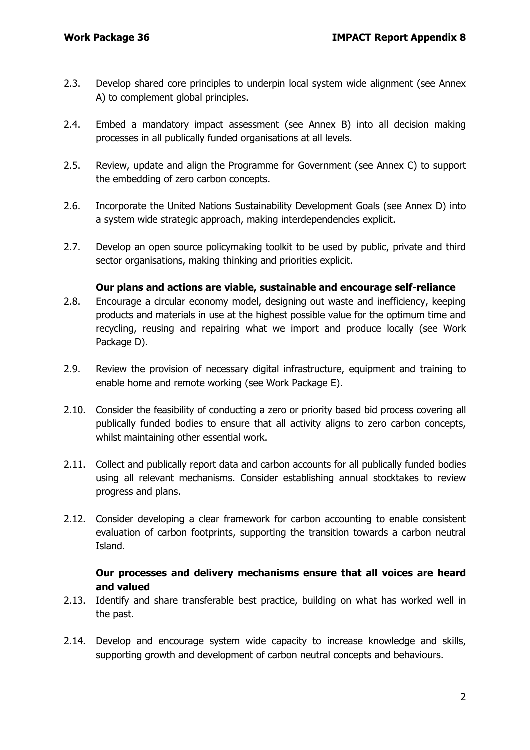2.3. Develop shared core principles to underpin local system wide alignment (see Annex A) to complement global principles.

2.4. Embed a mandatory impact assessment (see Annex B) into all decision making processes in all publically funded organisations at all levels.

2.5. Review, update and align the Programme for Government (see Annex C) to support the embedding of zero carbon concepts.

2.6. Incorporate the United Nations Sustainability Development Goals (see Annex D) into a system wide strategic approach, making interdependencies explicit.

2.7. Develop an open source policymaking toolkit to be used by public, private and third sector organisations, making thinking and priorities explicit.

**Our plans and actions are viable, sustainable and encourage self-reliance**

2.8. Encourage a circular economy model, designing out waste and inefficiency, keeping products and materials in use at the highest possible value for the optimum time and recycling, reusing and repairing what we import and produce locally (see Work Package D).

2.9. Review the provision of necessary digital infrastructure, equipment and training to enable home and remote working (see Work Package E).

2.10. Consider the feasibility of conducting a zero or priority based bid process covering all publically funded bodies to ensure that all activity aligns to zero carbon concepts, whilst maintaining other essential work.

2.11. Collect and publically report data and carbon accounts for all publically funded bodies using all relevant mechanisms. Consider establishing annual stocktakes to review progress and plans.

2.12. Consider developing a clear framework for carbon accounting to enable consistent evaluation of carbon footprints, supporting the transition towards a carbon neutral Island.

**Our processes and delivery mechanisms ensure that all voices are heard and valued**

2.13. Identify and share transferable best practice, building on what has worked well in the past.

2.14. Develop and encourage system wide capacity to increase knowledge and skills, supporting growth and development of carbon neutral concepts and behaviours.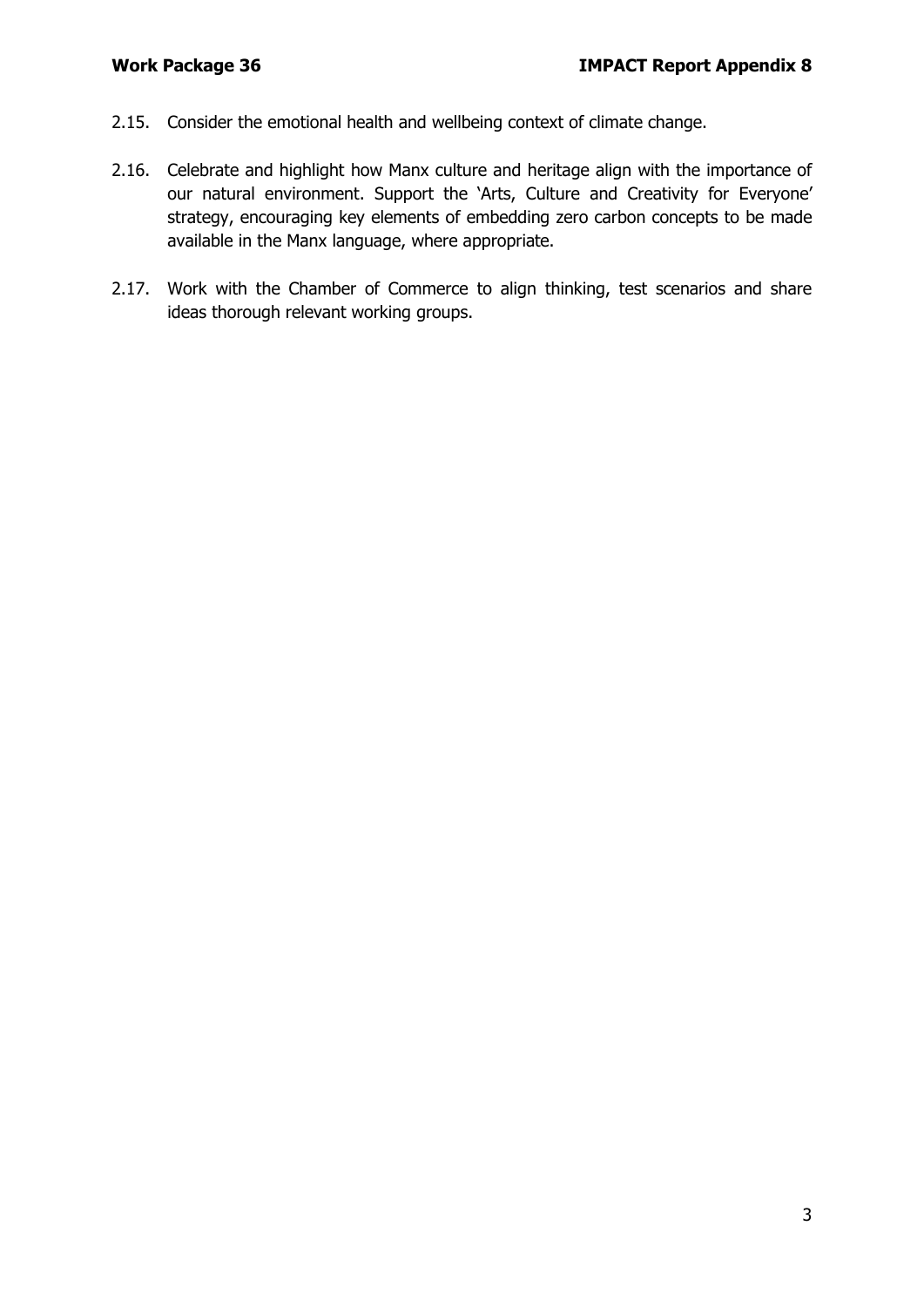2.15. Consider the emotional health and wellbeing context of climate change.

2.16. Celebrate and highlight how Manx culture and heritage align with the importance of our natural environment. Support the 'Arts, Culture and Creativity for Everyone' strategy, encouraging key elements of embedding zero carbon concepts to be made available in the Manx language, where appropriate.

2.17. Work with the Chamber of Commerce to align thinking, test scenarios and share ideas thorough relevant working groups.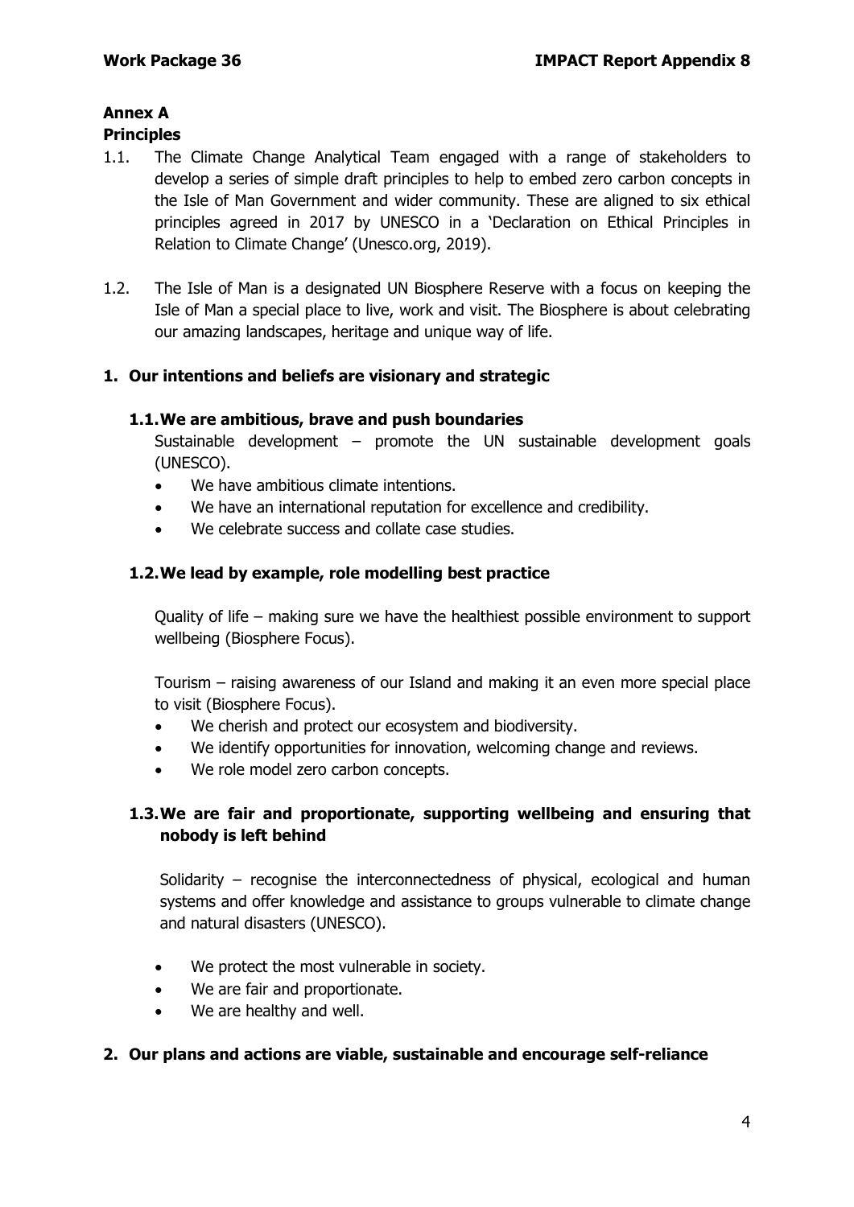## Annex A

### Principles

1.1. The Climate Change Analytical Team engaged with a range of stakeholders to develop a series of simple draft principles to help to embed zero carbon concepts in the Isle of Man Government and wider community. These are aligned to six ethical principles agreed in 2017 by UNESCO in a 'Declaration on Ethical Principles in Relation to Climate Change' (Unesco.org, 2019).

1.2. The Isle of Man is a designated UN Biosphere Reserve with a focus on keeping the Isle of Man a special place to live, work and visit. The Biosphere is about celebrating our amazing landscapes, heritage and unique way of life.

### 1. Our intentions and beliefs are visionary and strategic

#### 1.1. We are ambitious, brave and push boundaries

Sustainable development – promote the UN sustainable development goals (UNESCO).

- We have ambitious climate intentions.
- We have an international reputation for excellence and credibility.
- We celebrate success and collate case studies.

#### 1.2. We lead by example, role modelling best practice

Quality of life – making sure we have the healthiest possible environment to support wellbeing (Biosphere Focus).

Tourism – raising awareness of our Island and making it an even more special place to visit (Biosphere Focus).

- We cherish and protect our ecosystem and biodiversity.
- We identify opportunities for innovation, welcoming change and reviews.
- We role model zero carbon concepts.

#### 1.3. We are fair and proportionate, supporting wellbeing and ensuring that nobody is left behind

Solidarity – recognise the interconnectedness of physical, ecological and human systems and offer knowledge and assistance to groups vulnerable to climate change and natural disasters (UNESCO).

- We protect the most vulnerable in society.
- We are fair and proportionate.
- We are healthy and well.

### 2. Our plans and actions are viable, sustainable and encourage self-reliance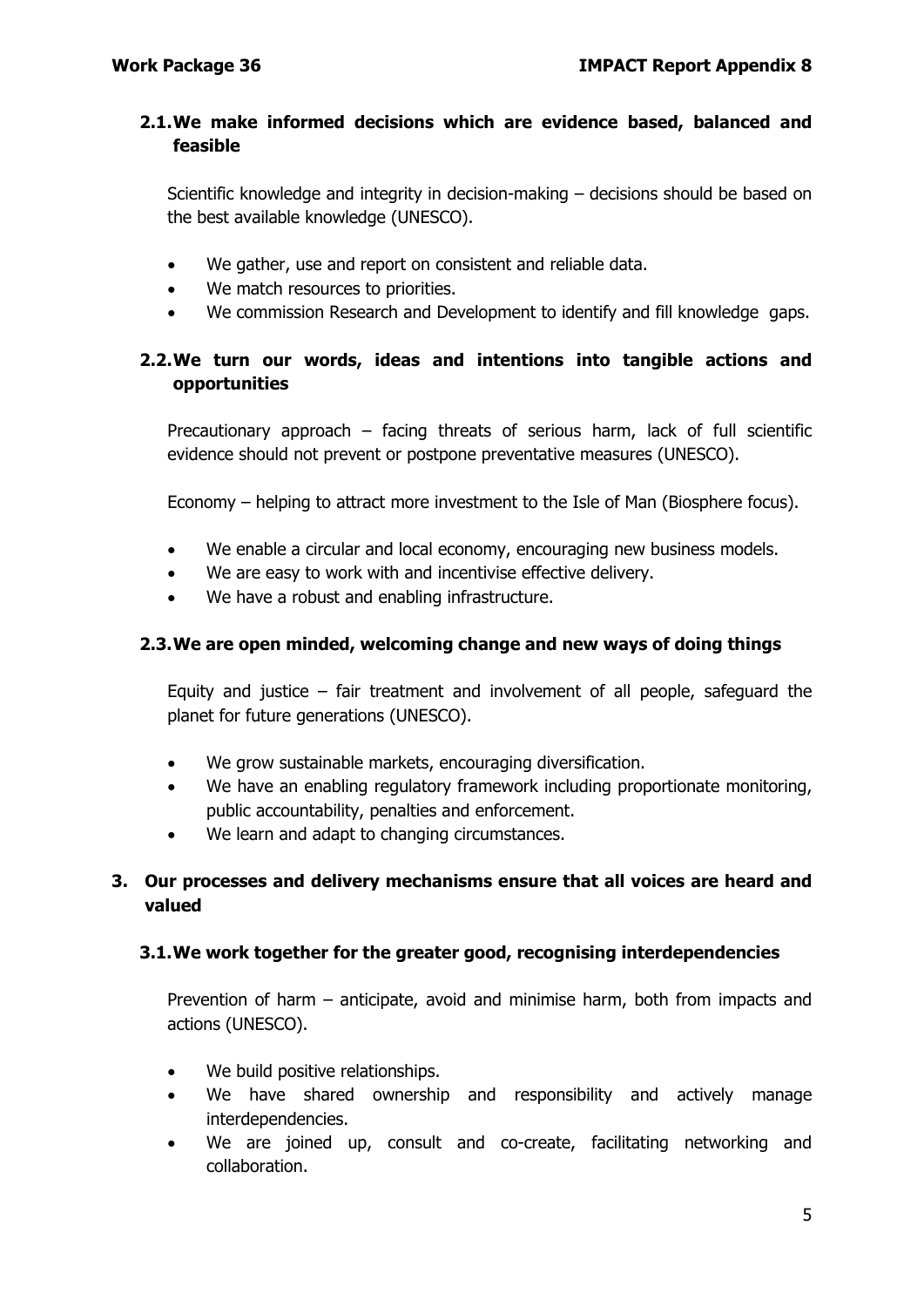### 2.1. We make informed decisions which are evidence based, balanced and feasible

Scientific knowledge and integrity in decision-making – decisions should be based on the best available knowledge (UNESCO).

- We gather, use and report on consistent and reliable data.
- We match resources to priorities.
- We commission Research and Development to identify and fill knowledge gaps.

### 2.2. We turn our words, ideas and intentions into tangible actions and opportunities

Precautionary approach – facing threats of serious harm, lack of full scientific evidence should not prevent or postpone preventative measures (UNESCO).

Economy – helping to attract more investment to the Isle of Man (Biosphere focus).

- We enable a circular and local economy, encouraging new business models.
- We are easy to work with and incentivise effective delivery.
- We have a robust and enabling infrastructure.

### 2.3. We are open minded, welcoming change and new ways of doing things

Equity and justice – fair treatment and involvement of all people, safeguard the planet for future generations (UNESCO).

- We grow sustainable markets, encouraging diversification.
- We have an enabling regulatory framework including proportionate monitoring, public accountability, penalties and enforcement.
- We learn and adapt to changing circumstances.

## 3. Our processes and delivery mechanisms ensure that all voices are heard and valued

### 3.1. We work together for the greater good, recognising interdependencies

Prevention of harm – anticipate, avoid and minimise harm, both from impacts and actions (UNESCO).

- We build positive relationships.
- We have shared ownership and responsibility and actively manage interdependencies.
- We are joined up, consult and co-create, facilitating networking and collaboration.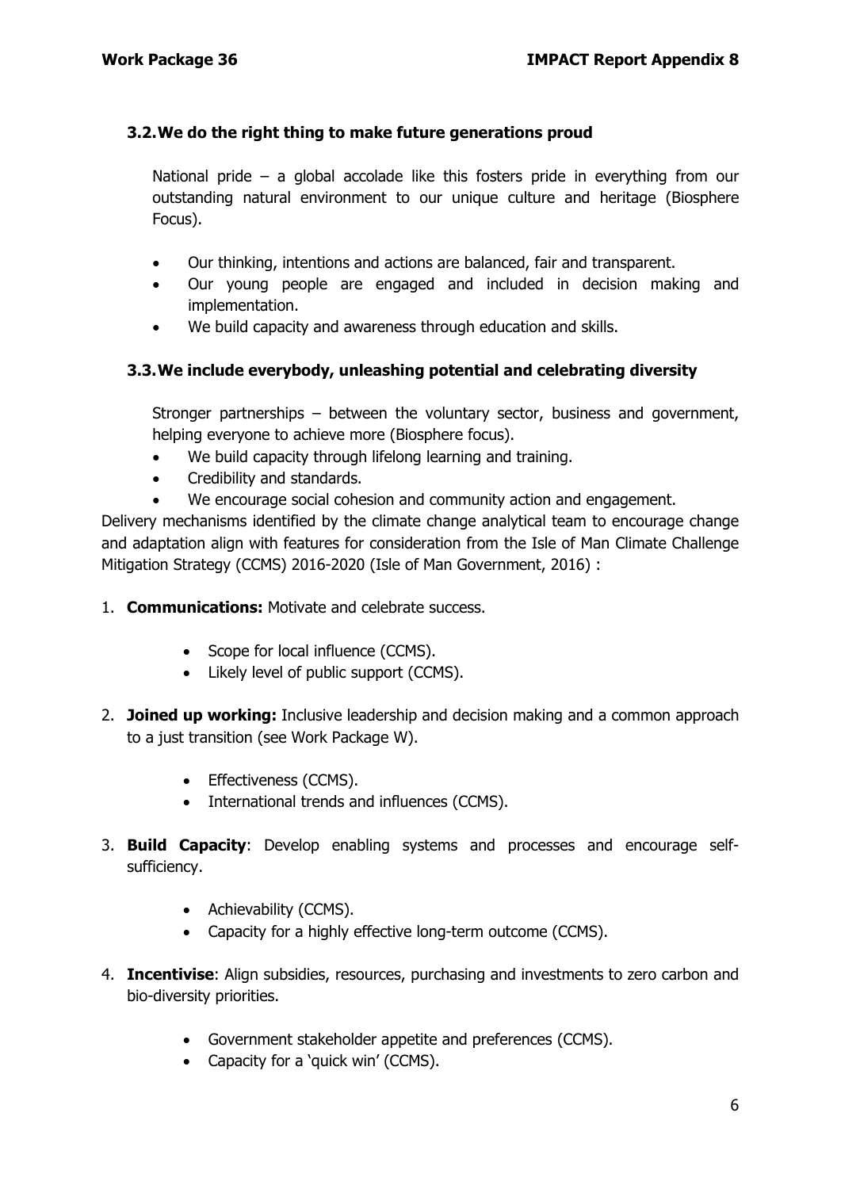### 3.2. We do the right thing to make future generations proud

National pride – a global accolade like this fosters pride in everything from our outstanding natural environment to our unique culture and heritage (Biosphere Focus).

- Our thinking, intentions and actions are balanced, fair and transparent.
- Our young people are engaged and included in decision making and implementation.
- We build capacity and awareness through education and skills.

### 3.3. We include everybody, unleashing potential and celebrating diversity

Stronger partnerships – between the voluntary sector, business and government, helping everyone to achieve more (Biosphere focus).

- We build capacity through lifelong learning and training.
- Credibility and standards.
- We encourage social cohesion and community action and engagement.

Delivery mechanisms identified by the climate change analytical team to encourage change and adaptation align with features for consideration from the Isle of Man Climate Challenge Mitigation Strategy (CCMS) 2016-2020 (Isle of Man Government, 2016) :

1. **Communications:** Motivate and celebrate success.
   - Scope for local influence (CCMS).
   - Likely level of public support (CCMS).
2. **Joined up working:** Inclusive leadership and decision making and a common approach to a just transition (see Work Package W).
   - Effectiveness (CCMS).
   - International trends and influences (CCMS).
3. **Build Capacity**: Develop enabling systems and processes and encourage self-sufficiency.
   - Achievability (CCMS).
   - Capacity for a highly effective long-term outcome (CCMS).
4. **Incentivise**: Align subsidies, resources, purchasing and investments to zero carbon and bio-diversity priorities.
   - Government stakeholder appetite and preferences (CCMS).
   - Capacity for a 'quick win' (CCMS).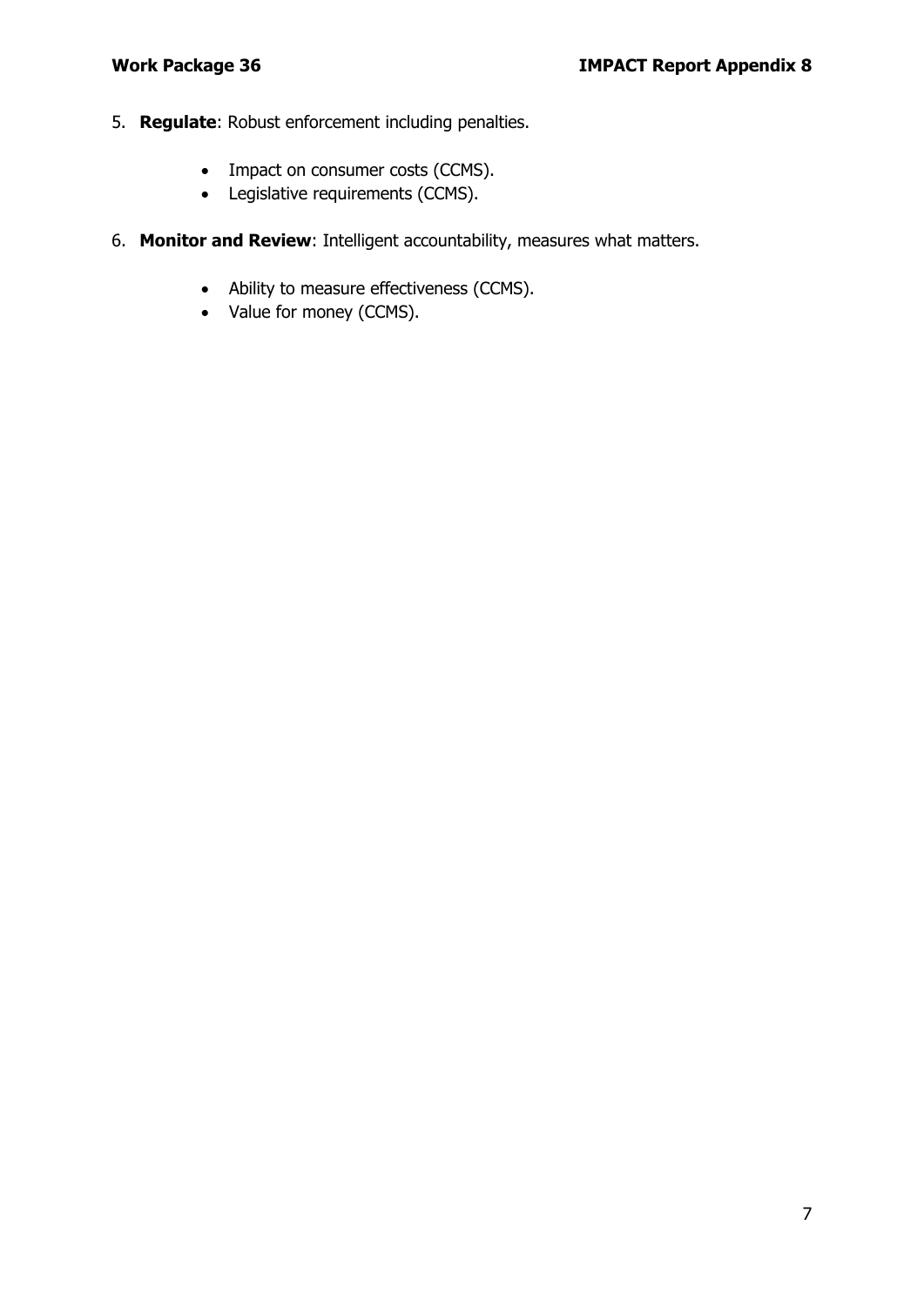5. **Regulate**: Robust enforcement including penalties.

    - Impact on consumer costs (CCMS).
    - Legislative requirements (CCMS).

6. **Monitor and Review**: Intelligent accountability, measures what matters.

    - Ability to measure effectiveness (CCMS).
    - Value for money (CCMS).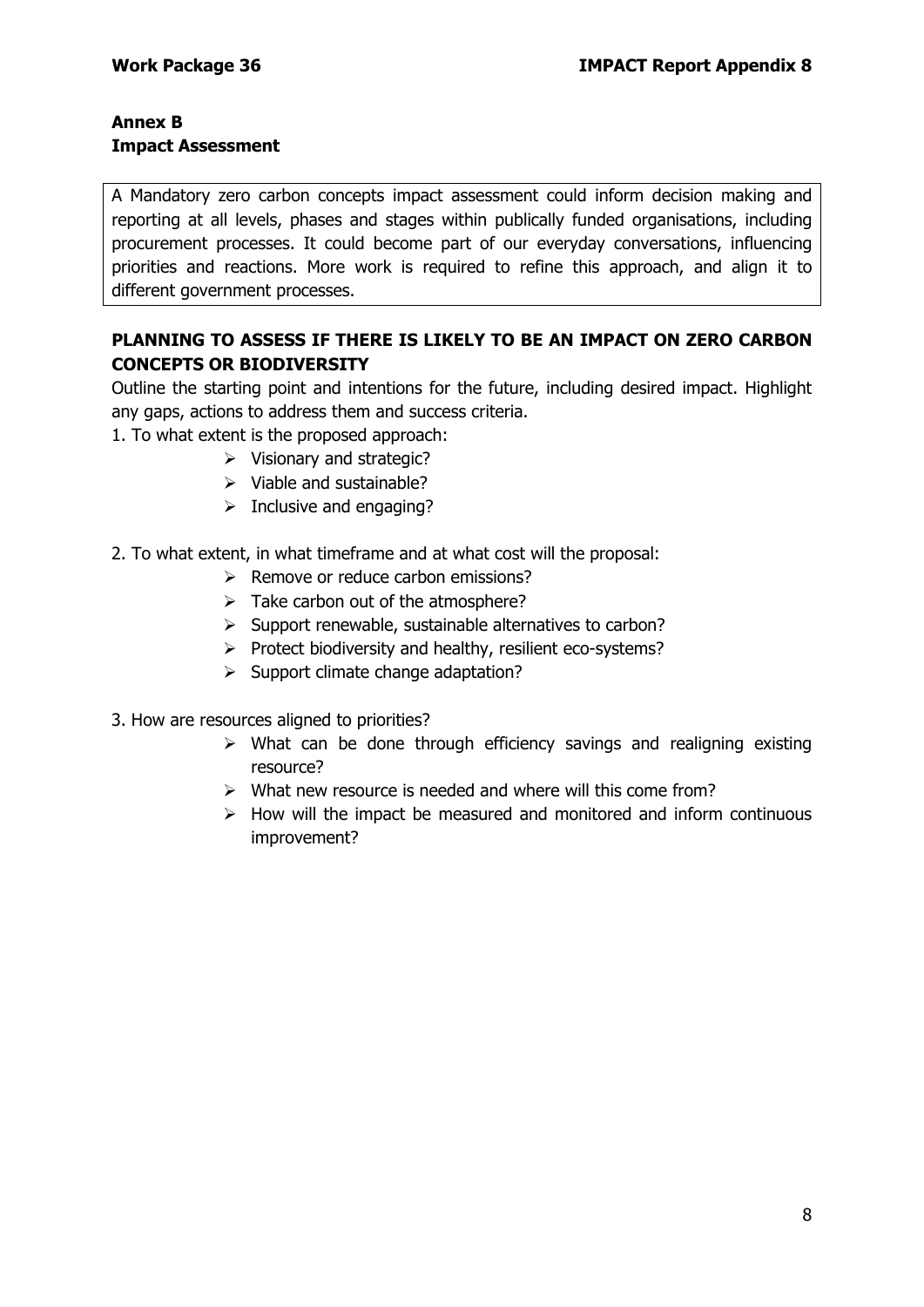## Annex B
## Impact Assessment

A Mandatory zero carbon concepts impact assessment could inform decision making and reporting at all levels, phases and stages within publically funded organisations, including procurement processes. It could become part of our everyday conversations, influencing priorities and reactions. More work is required to refine this approach, and align it to different government processes.

### PLANNING TO ASSESS IF THERE IS LIKELY TO BE AN IMPACT ON ZERO CARBON CONCEPTS OR BIODIVERSITY

Outline the starting point and intentions for the future, including desired impact. Highlight any gaps, actions to address them and success criteria.

1. To what extent is the proposed approach:
   - Visionary and strategic?
   - Viable and sustainable?
   - Inclusive and engaging?

2. To what extent, in what timeframe and at what cost will the proposal:
   - Remove or reduce carbon emissions?
   - Take carbon out of the atmosphere?
   - Support renewable, sustainable alternatives to carbon?
   - Protect biodiversity and healthy, resilient eco-systems?
   - Support climate change adaptation?

3. How are resources aligned to priorities?
   - What can be done through efficiency savings and realigning existing resource?
   - What new resource is needed and where will this come from?
   - How will the impact be measured and monitored and inform continuous improvement?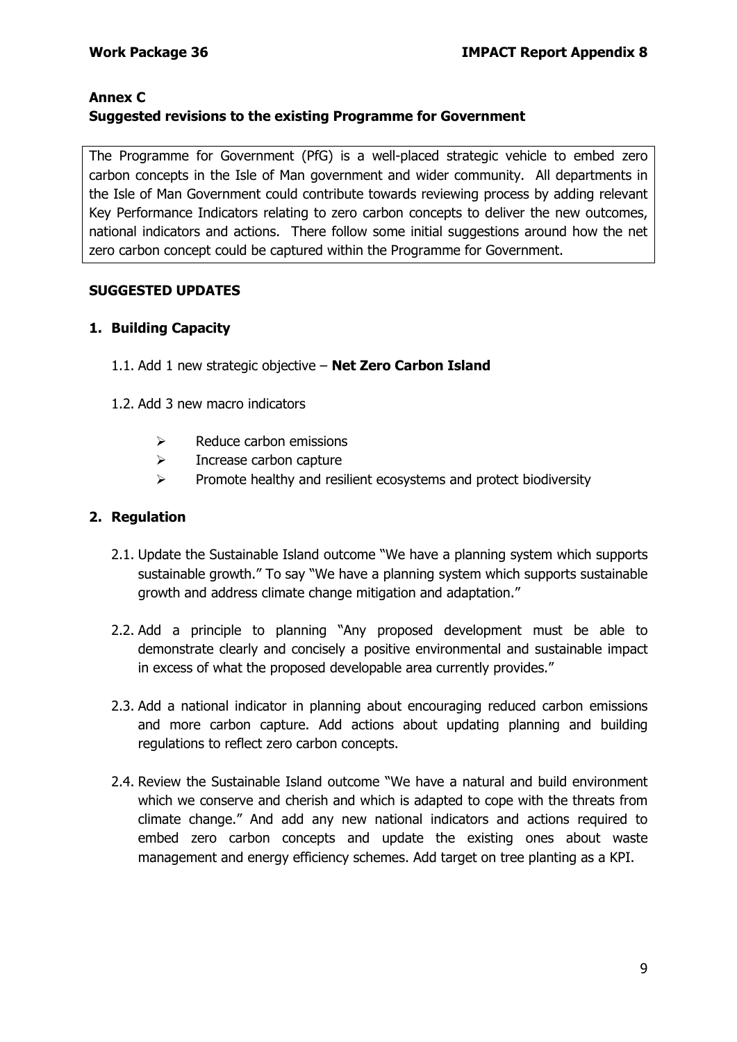## Annex C
## Suggested revisions to the existing Programme for Government

The Programme for Government (PfG) is a well-placed strategic vehicle to embed zero carbon concepts in the Isle of Man government and wider community. All departments in the Isle of Man Government could contribute towards reviewing process by adding relevant Key Performance Indicators relating to zero carbon concepts to deliver the new outcomes, national indicators and actions. There follow some initial suggestions around how the net zero carbon concept could be captured within the Programme for Government.

### SUGGESTED UPDATES

#### 1. Building Capacity

1.1. Add 1 new strategic objective – **Net Zero Carbon Island**

1.2. Add 3 new macro indicators

- Reduce carbon emissions
- Increase carbon capture
- Promote healthy and resilient ecosystems and protect biodiversity

#### 2. Regulation

2.1. Update the Sustainable Island outcome "We have a planning system which supports sustainable growth." To say "We have a planning system which supports sustainable growth and address climate change mitigation and adaptation."

2.2. Add a principle to planning "Any proposed development must be able to demonstrate clearly and concisely a positive environmental and sustainable impact in excess of what the proposed developable area currently provides."

2.3. Add a national indicator in planning about encouraging reduced carbon emissions and more carbon capture. Add actions about updating planning and building regulations to reflect zero carbon concepts.

2.4. Review the Sustainable Island outcome "We have a natural and build environment which we conserve and cherish and which is adapted to cope with the threats from climate change." And add any new national indicators and actions required to embed zero carbon concepts and update the existing ones about waste management and energy efficiency schemes. Add target on tree planting as a KPI.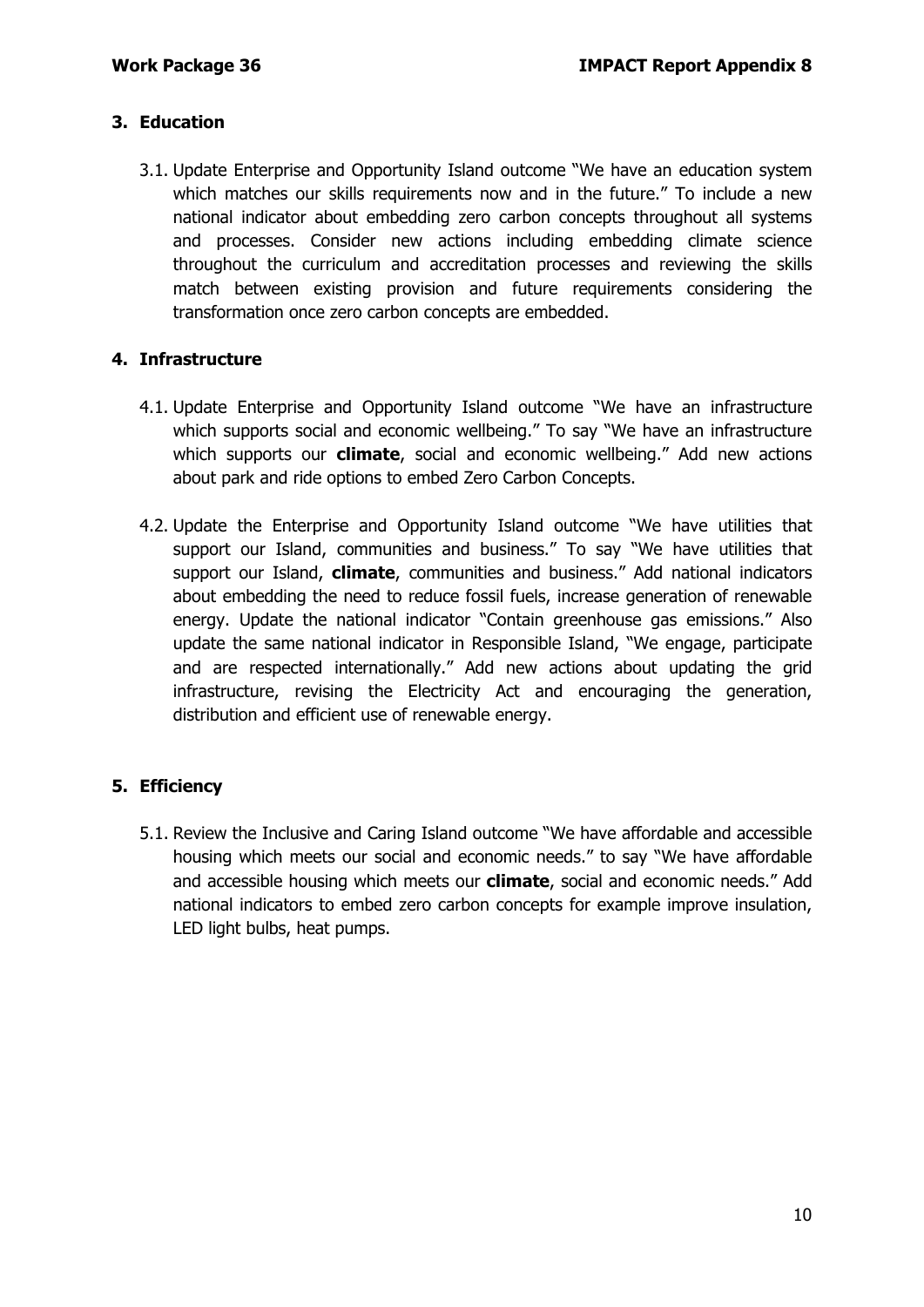## 3. Education

3.1. Update Enterprise and Opportunity Island outcome "We have an education system which matches our skills requirements now and in the future." To include a new national indicator about embedding zero carbon concepts throughout all systems and processes. Consider new actions including embedding climate science throughout the curriculum and accreditation processes and reviewing the skills match between existing provision and future requirements considering the transformation once zero carbon concepts are embedded.

## 4. Infrastructure

4.1. Update Enterprise and Opportunity Island outcome "We have an infrastructure which supports social and economic wellbeing." To say "We have an infrastructure which supports our **climate**, social and economic wellbeing." Add new actions about park and ride options to embed Zero Carbon Concepts.

4.2. Update the Enterprise and Opportunity Island outcome "We have utilities that support our Island, communities and business." To say "We have utilities that support our Island, **climate**, communities and business." Add national indicators about embedding the need to reduce fossil fuels, increase generation of renewable energy. Update the national indicator "Contain greenhouse gas emissions." Also update the same national indicator in Responsible Island, "We engage, participate and are respected internationally." Add new actions about updating the grid infrastructure, revising the Electricity Act and encouraging the generation, distribution and efficient use of renewable energy.

## 5. Efficiency

5.1. Review the Inclusive and Caring Island outcome "We have affordable and accessible housing which meets our social and economic needs." to say "We have affordable and accessible housing which meets our **climate**, social and economic needs." Add national indicators to embed zero carbon concepts for example improve insulation, LED light bulbs, heat pumps.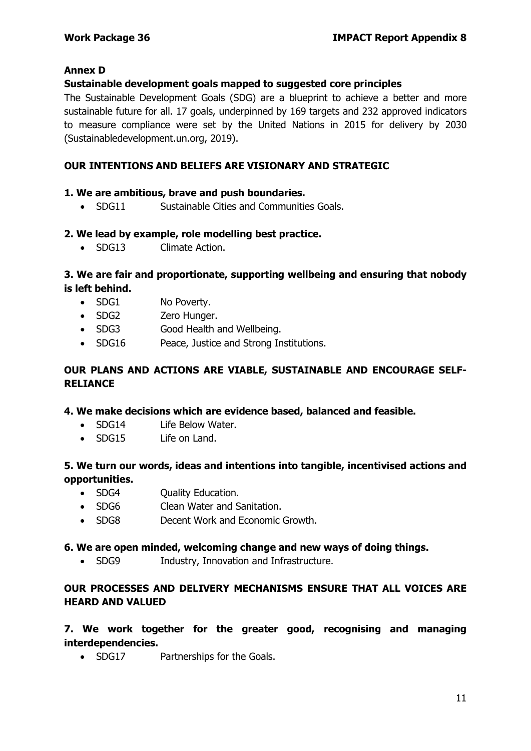**Annex D**

**Sustainable development goals mapped to suggested core principles**

The Sustainable Development Goals (SDG) are a blueprint to achieve a better and more sustainable future for all. 17 goals, underpinned by 169 targets and 232 approved indicators to measure compliance were set by the United Nations in 2015 for delivery by 2030 (Sustainabledevelopment.un.org, 2019).

**OUR INTENTIONS AND BELIEFS ARE VISIONARY AND STRATEGIC**

**1. We are ambitious, brave and push boundaries.**

- SDG11 Sustainable Cities and Communities Goals.

**2. We lead by example, role modelling best practice.**

- SDG13 Climate Action.

**3. We are fair and proportionate, supporting wellbeing and ensuring that nobody is left behind.**

- SDG1 No Poverty.
- SDG2 Zero Hunger.
- SDG3 Good Health and Wellbeing.
- SDG16 Peace, Justice and Strong Institutions.

**OUR PLANS AND ACTIONS ARE VIABLE, SUSTAINABLE AND ENCOURAGE SELF-RELIANCE**

**4. We make decisions which are evidence based, balanced and feasible.**

- SDG14 Life Below Water.
- SDG15 Life on Land.

**5. We turn our words, ideas and intentions into tangible, incentivised actions and opportunities.**

- SDG4 Quality Education.
- SDG6 Clean Water and Sanitation.
- SDG8 Decent Work and Economic Growth.

**6. We are open minded, welcoming change and new ways of doing things.**

- SDG9 Industry, Innovation and Infrastructure.

**OUR PROCESSES AND DELIVERY MECHANISMS ENSURE THAT ALL VOICES ARE HEARD AND VALUED**

**7. We work together for the greater good, recognising and managing interdependencies.**

- SDG17 Partnerships for the Goals.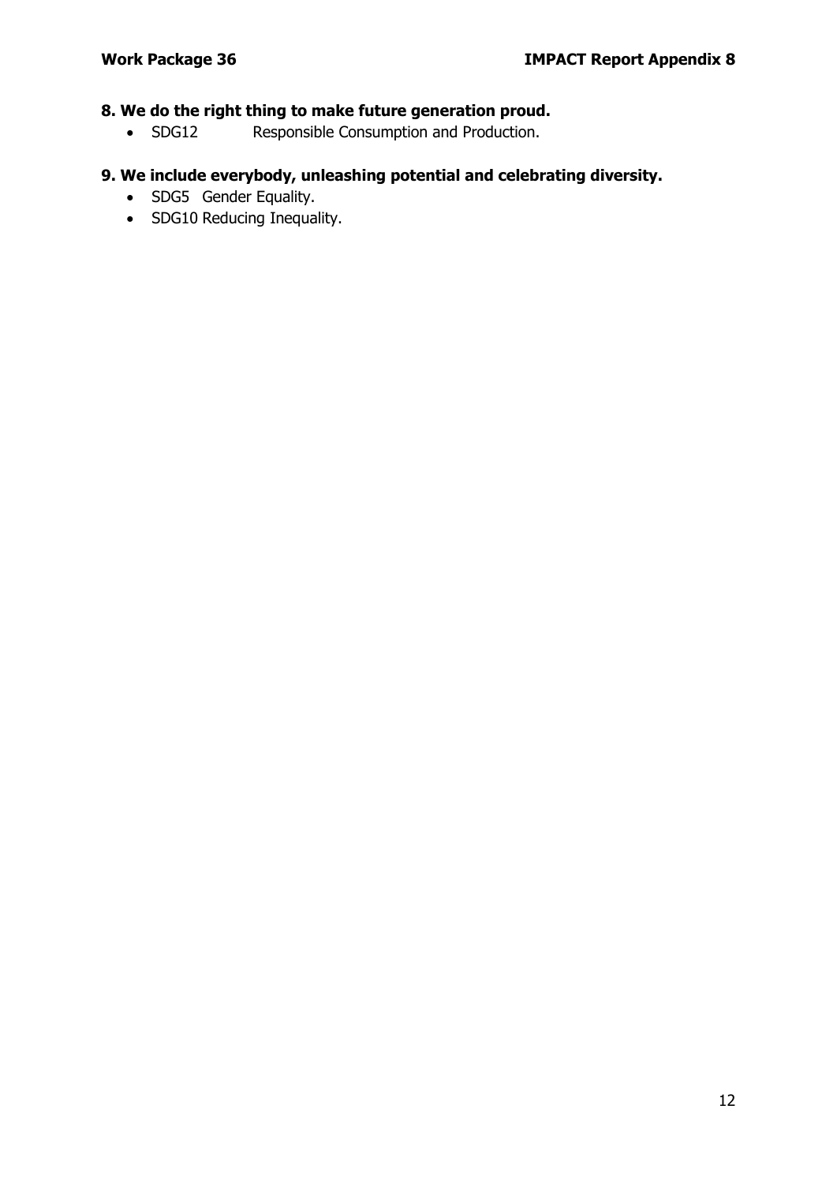**8. We do the right thing to make future generation proud.**

- SDG12 Responsible Consumption and Production.

**9. We include everybody, unleashing potential and celebrating diversity.**

- SDG5 Gender Equality.
- SDG10 Reducing Inequality.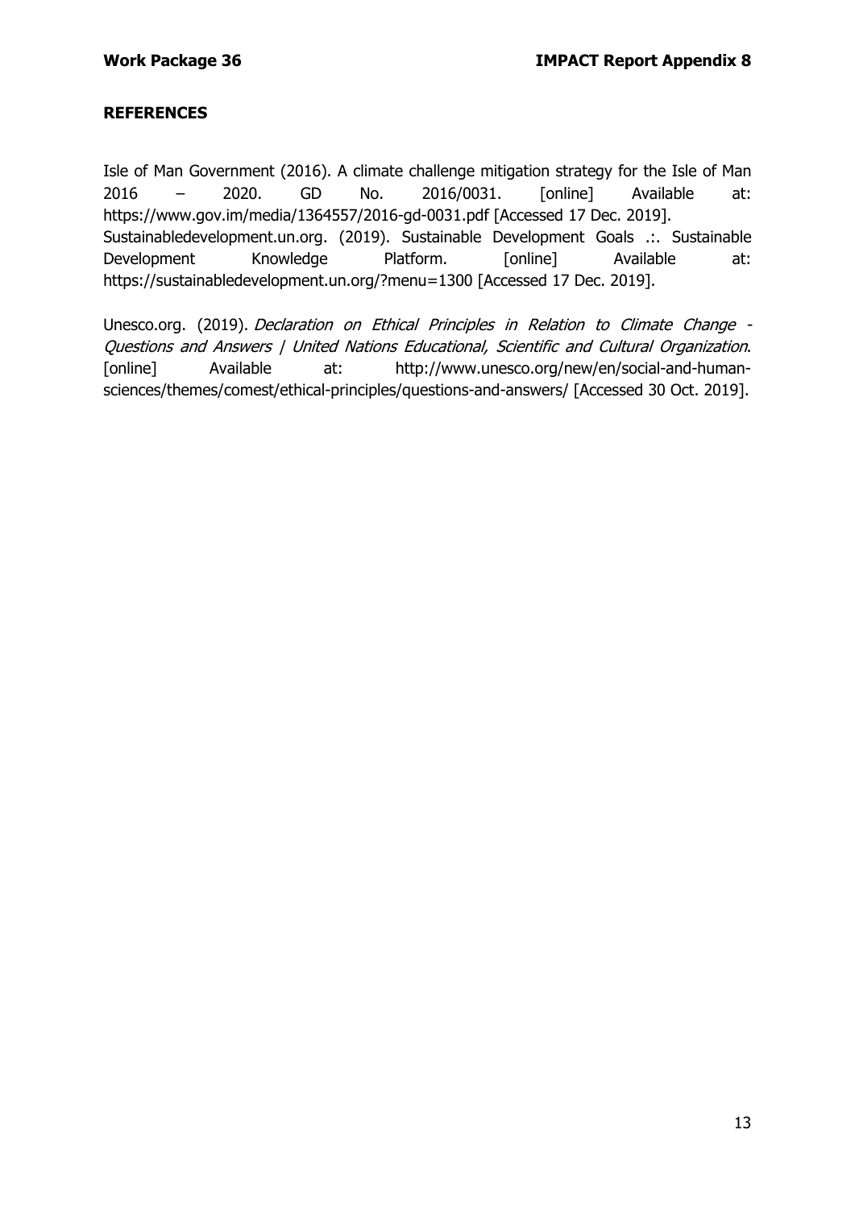## REFERENCES

Isle of Man Government (2016). A climate challenge mitigation strategy for the Isle of Man 2016 – 2020. GD No. 2016/0031. [online] Available at: https://www.gov.im/media/1364557/2016-gd-0031.pdf [Accessed 17 Dec. 2019].
Sustainabledevelopment.un.org. (2019). Sustainable Development Goals .:. Sustainable Development Knowledge Platform. [online] Available at: https://sustainabledevelopment.un.org/?menu=1300 [Accessed 17 Dec. 2019].

Unesco.org. (2019). *Declaration on Ethical Principles in Relation to Climate Change - Questions and Answers | United Nations Educational, Scientific and Cultural Organization*. [online] Available at: http://www.unesco.org/new/en/social-and-human-sciences/themes/comest/ethical-principles/questions-and-answers/ [Accessed 30 Oct. 2019].